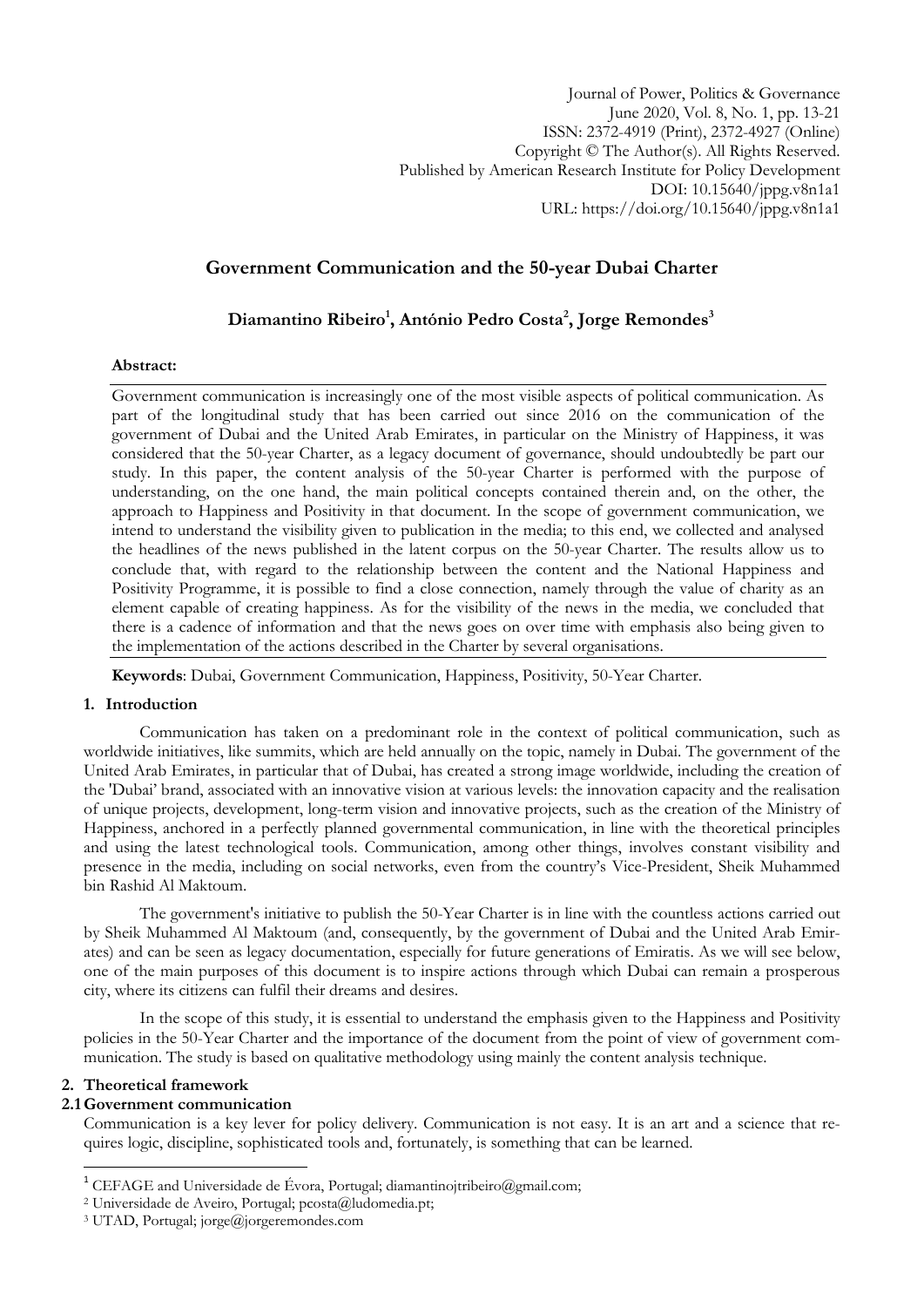Journal of Power, Politics & Governance
June 2020, Vol. 8, No. 1, pp. 13-21
ISSN: 2372-4919 (Print), 2372-4927 (Online)
Copyright © The Author(s). All Rights Reserved.
Published by American Research Institute for Policy Development
DOI: 10.15640/jppg.v8n1a1
URL: https://doi.org/10.15640/jppg.v8n1a1

# Government Communication and the 50-year Dubai Charter

**Diamantino Ribeiro[1], António Pedro Costa[2], Jorge Remondes[3]**

**Abstract:**

Government communication is increasingly one of the most visible aspects of political communication. As part of the longitudinal study that has been carried out since 2016 on the communication of the government of Dubai and the United Arab Emirates, in particular on the Ministry of Happiness, it was considered that the 50-year Charter, as a legacy document of governance, should undoubtedly be part our study. In this paper, the content analysis of the 50-year Charter is performed with the purpose of understanding, on the one hand, the main political concepts contained therein and, on the other, the approach to Happiness and Positivity in that document. In the scope of government communication, we intend to understand the visibility given to publication in the media; to this end, we collected and analysed the headlines of the news published in the latent corpus on the 50-year Charter. The results allow us to conclude that, with regard to the relationship between the content and the National Happiness and Positivity Programme, it is possible to find a close connection, namely through the value of charity as an element capable of creating happiness. As for the visibility of the news in the media, we concluded that there is a cadence of information and that the news goes on over time with emphasis also being given to the implementation of the actions described in the Charter by several organisations.

**Keywords**: Dubai, Government Communication, Happiness, Positivity, 50-Year Charter.

## 1. Introduction

Communication has taken on a predominant role in the context of political communication, such as worldwide initiatives, like summits, which are held annually on the topic, namely in Dubai. The government of the United Arab Emirates, in particular that of Dubai, has created a strong image worldwide, including the creation of the 'Dubai' brand, associated with an innovative vision at various levels: the innovation capacity and the realisation of unique projects, development, long-term vision and innovative projects, such as the creation of the Ministry of Happiness, anchored in a perfectly planned governmental communication, in line with the theoretical principles and using the latest technological tools. Communication, among other things, involves constant visibility and presence in the media, including on social networks, even from the country's Vice-President, Sheik Muhammed bin Rashid Al Maktoum.

The government's initiative to publish the 50-Year Charter is in line with the countless actions carried out by Sheik Muhammed Al Maktoum (and, consequently, by the government of Dubai and the United Arab Emirates) and can be seen as legacy documentation, especially for future generations of Emiratis. As we will see below, one of the main purposes of this document is to inspire actions through which Dubai can remain a prosperous city, where its citizens can fulfil their dreams and desires.

In the scope of this study, it is essential to understand the emphasis given to the Happiness and Positivity policies in the 50-Year Charter and the importance of the document from the point of view of government communication. The study is based on qualitative methodology using mainly the content analysis technique.

## 2. Theoretical framework

### 2.1 Government communication

Communication is a key lever for policy delivery. Communication is not easy. It is an art and a science that requires logic, discipline, sophisticated tools and, fortunately, is something that can be learned.

---

[1] CEFAGE and Universidade de Évora, Portugal; diamantinojtribeiro@gmail.com;

[2] Universidade de Aveiro, Portugal; pcosta@ludomedia.pt;

[3] UTAD, Portugal; jorge@jorgeremondes.com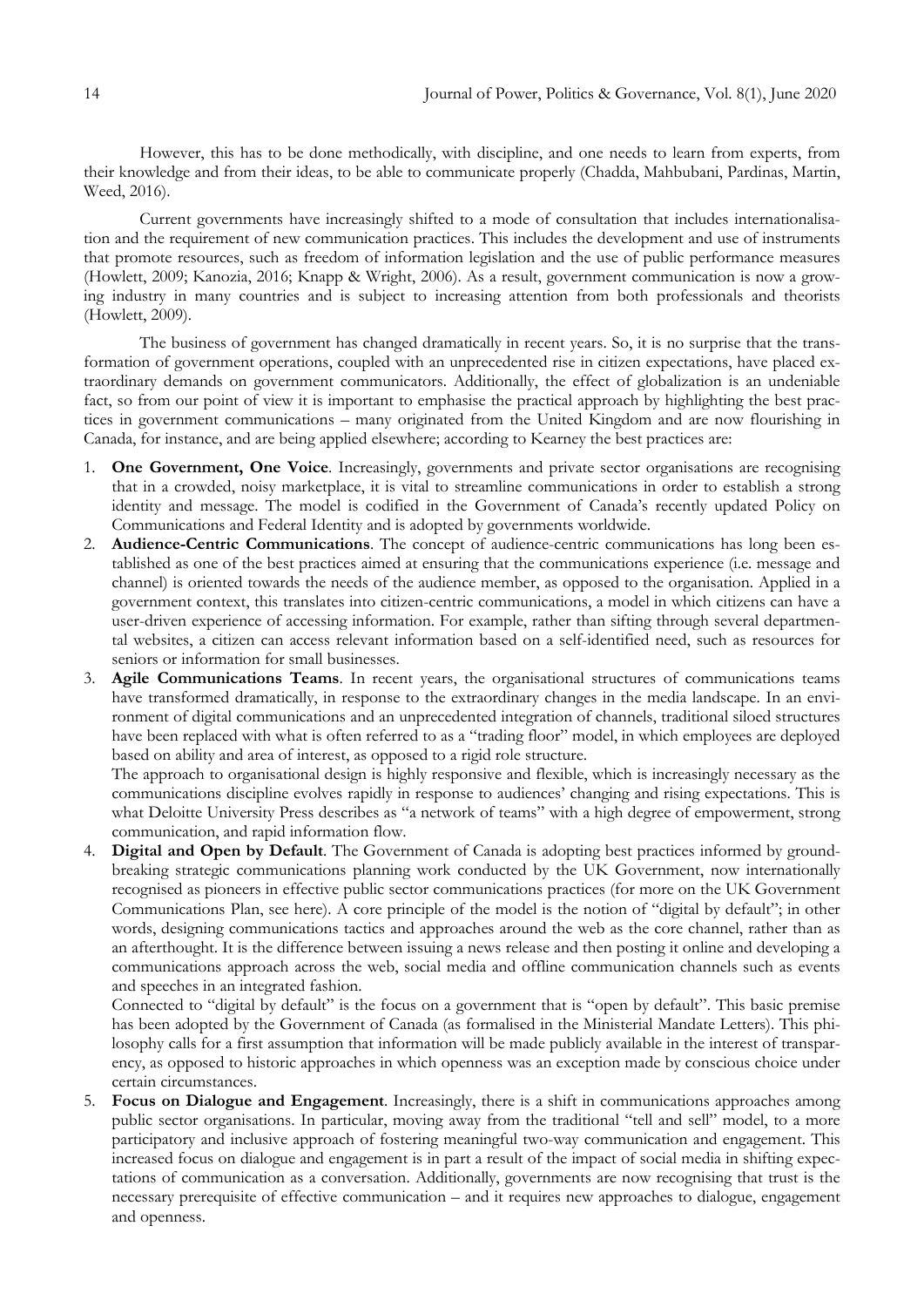However, this has to be done methodically, with discipline, and one needs to learn from experts, from their knowledge and from their ideas, to be able to communicate properly (Chadda, Mahbubani, Pardinas, Martin, Weed, 2016).

Current governments have increasingly shifted to a mode of consultation that includes internationalisation and the requirement of new communication practices. This includes the development and use of instruments that promote resources, such as freedom of information legislation and the use of public performance measures (Howlett, 2009; Kanozia, 2016; Knapp & Wright, 2006). As a result, government communication is now a growing industry in many countries and is subject to increasing attention from both professionals and theorists (Howlett, 2009).

The business of government has changed dramatically in recent years. So, it is no surprise that the transformation of government operations, coupled with an unprecedented rise in citizen expectations, have placed extraordinary demands on government communicators. Additionally, the effect of globalization is an undeniable fact, so from our point of view it is important to emphasise the practical approach by highlighting the best practices in government communications – many originated from the United Kingdom and are now flourishing in Canada, for instance, and are being applied elsewhere; according to Kearney the best practices are:

1. **One Government, One Voice**. Increasingly, governments and private sector organisations are recognising that in a crowded, noisy marketplace, it is vital to streamline communications in order to establish a strong identity and message. The model is codified in the Government of Canada's recently updated Policy on Communications and Federal Identity and is adopted by governments worldwide.
2. **Audience-Centric Communications**. The concept of audience-centric communications has long been established as one of the best practices aimed at ensuring that the communications experience (i.e. message and channel) is oriented towards the needs of the audience member, as opposed to the organisation. Applied in a government context, this translates into citizen-centric communications, a model in which citizens can have a user-driven experience of accessing information. For example, rather than sifting through several departmental websites, a citizen can access relevant information based on a self-identified need, such as resources for seniors or information for small businesses.
3. **Agile Communications Teams**. In recent years, the organisational structures of communications teams have transformed dramatically, in response to the extraordinary changes in the media landscape. In an environment of digital communications and an unprecedented integration of channels, traditional siloed structures have been replaced with what is often referred to as a "trading floor" model, in which employees are deployed based on ability and area of interest, as opposed to a rigid role structure.

   The approach to organisational design is highly responsive and flexible, which is increasingly necessary as the communications discipline evolves rapidly in response to audiences' changing and rising expectations. This is what Deloitte University Press describes as "a network of teams" with a high degree of empowerment, strong communication, and rapid information flow.
4. **Digital and Open by Default**. The Government of Canada is adopting best practices informed by groundbreaking strategic communications planning work conducted by the UK Government, now internationally recognised as pioneers in effective public sector communications practices (for more on the UK Government Communications Plan, see here). A core principle of the model is the notion of "digital by default"; in other words, designing communications tactics and approaches around the web as the core channel, rather than as an afterthought. It is the difference between issuing a news release and then posting it online and developing a communications approach across the web, social media and offline communication channels such as events and speeches in an integrated fashion.

   Connected to "digital by default" is the focus on a government that is "open by default". This basic premise has been adopted by the Government of Canada (as formalised in the Ministerial Mandate Letters). This philosophy calls for a first assumption that information will be made publicly available in the interest of transparency, as opposed to historic approaches in which openness was an exception made by conscious choice under certain circumstances.
5. **Focus on Dialogue and Engagement**. Increasingly, there is a shift in communications approaches among public sector organisations. In particular, moving away from the traditional "tell and sell" model, to a more participatory and inclusive approach of fostering meaningful two-way communication and engagement. This increased focus on dialogue and engagement is in part a result of the impact of social media in shifting expectations of communication as a conversation. Additionally, governments are now recognising that trust is the necessary prerequisite of effective communication – and it requires new approaches to dialogue, engagement and openness.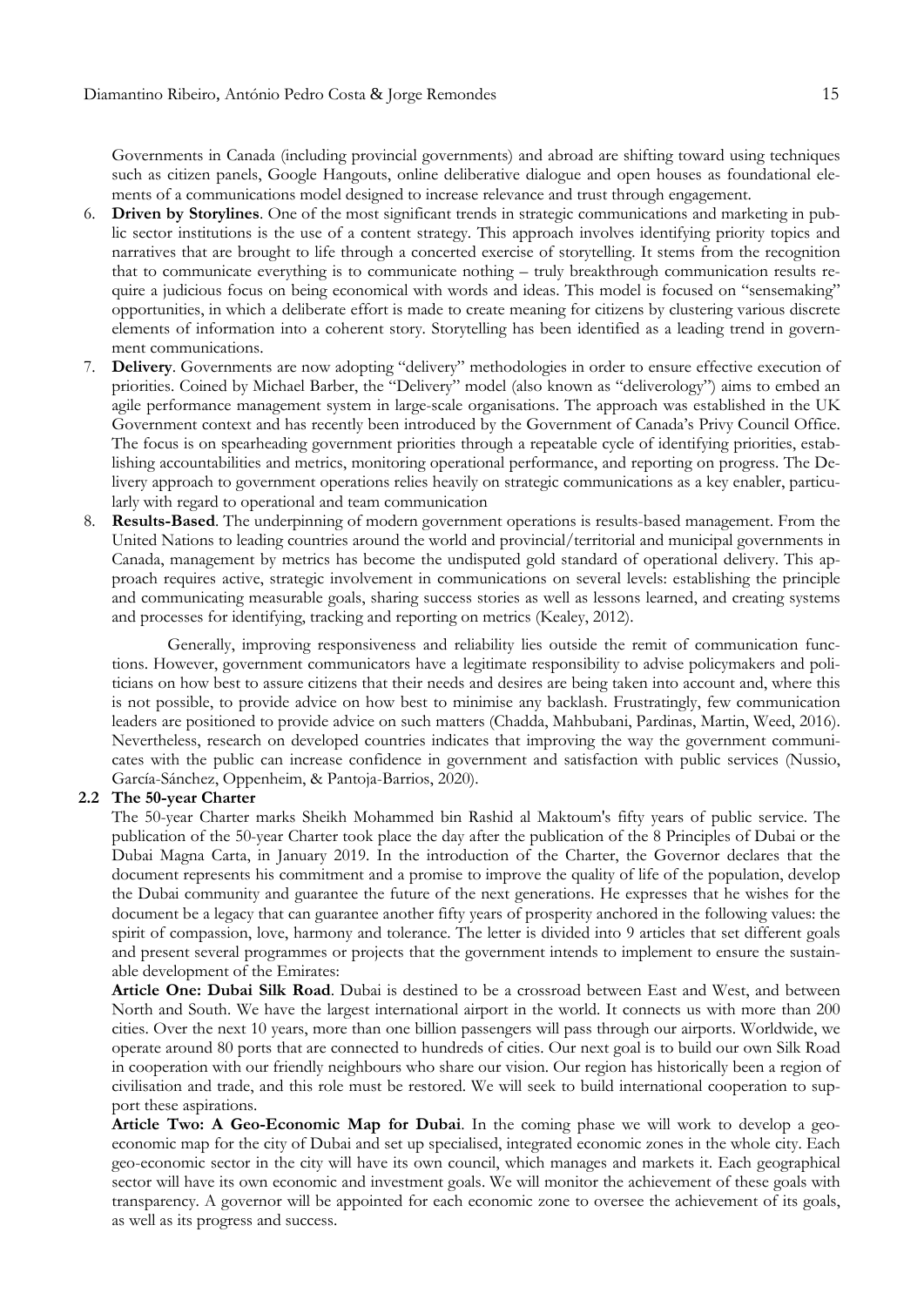Governments in Canada (including provincial governments) and abroad are shifting toward using techniques such as citizen panels, Google Hangouts, online deliberative dialogue and open houses as foundational elements of a communications model designed to increase relevance and trust through engagement.

6. **Driven by Storylines**. One of the most significant trends in strategic communications and marketing in public sector institutions is the use of a content strategy. This approach involves identifying priority topics and narratives that are brought to life through a concerted exercise of storytelling. It stems from the recognition that to communicate everything is to communicate nothing – truly breakthrough communication results require a judicious focus on being economical with words and ideas. This model is focused on "sensemaking" opportunities, in which a deliberate effort is made to create meaning for citizens by clustering various discrete elements of information into a coherent story. Storytelling has been identified as a leading trend in government communications.
7. **Delivery**. Governments are now adopting "delivery" methodologies in order to ensure effective execution of priorities. Coined by Michael Barber, the "Delivery" model (also known as "deliverology") aims to embed an agile performance management system in large-scale organisations. The approach was established in the UK Government context and has recently been introduced by the Government of Canada's Privy Council Office. The focus is on spearheading government priorities through a repeatable cycle of identifying priorities, establishing accountabilities and metrics, monitoring operational performance, and reporting on progress. The Delivery approach to government operations relies heavily on strategic communications as a key enabler, particularly with regard to operational and team communication
8. **Results-Based**. The underpinning of modern government operations is results-based management. From the United Nations to leading countries around the world and provincial/territorial and municipal governments in Canada, management by metrics has become the undisputed gold standard of operational delivery. This approach requires active, strategic involvement in communications on several levels: establishing the principle and communicating measurable goals, sharing success stories as well as lessons learned, and creating systems and processes for identifying, tracking and reporting on metrics (Kealey, 2012).

Generally, improving responsiveness and reliability lies outside the remit of communication functions. However, government communicators have a legitimate responsibility to advise policymakers and politicians on how best to assure citizens that their needs and desires are being taken into account and, where this is not possible, to provide advice on how best to minimise any backlash. Frustratingly, few communication leaders are positioned to provide advice on such matters (Chadda, Mahbubani, Pardinas, Martin, Weed, 2016). Nevertheless, research on developed countries indicates that improving the way the government communicates with the public can increase confidence in government and satisfaction with public services (Nussio, García-Sánchez, Oppenheim, & Pantoja-Barrios, 2020).

## 2.2 The 50-year Charter

The 50-year Charter marks Sheikh Mohammed bin Rashid al Maktoum's fifty years of public service. The publication of the 50-year Charter took place the day after the publication of the 8 Principles of Dubai or the Dubai Magna Carta, in January 2019. In the introduction of the Charter, the Governor declares that the document represents his commitment and a promise to improve the quality of life of the population, develop the Dubai community and guarantee the future of the next generations. He expresses that he wishes for the document be a legacy that can guarantee another fifty years of prosperity anchored in the following values: the spirit of compassion, love, harmony and tolerance. The letter is divided into 9 articles that set different goals and present several programmes or projects that the government intends to implement to ensure the sustainable development of the Emirates:

**Article One: Dubai Silk Road**. Dubai is destined to be a crossroad between East and West, and between North and South. We have the largest international airport in the world. It connects us with more than 200 cities. Over the next 10 years, more than one billion passengers will pass through our airports. Worldwide, we operate around 80 ports that are connected to hundreds of cities. Our next goal is to build our own Silk Road in cooperation with our friendly neighbours who share our vision. Our region has historically been a region of civilisation and trade, and this role must be restored. We will seek to build international cooperation to support these aspirations.

**Article Two: A Geo-Economic Map for Dubai**. In the coming phase we will work to develop a geo-economic map for the city of Dubai and set up specialised, integrated economic zones in the whole city. Each geo-economic sector in the city will have its own council, which manages and markets it. Each geographical sector will have its own economic and investment goals. We will monitor the achievement of these goals with transparency. A governor will be appointed for each economic zone to oversee the achievement of its goals, as well as its progress and success.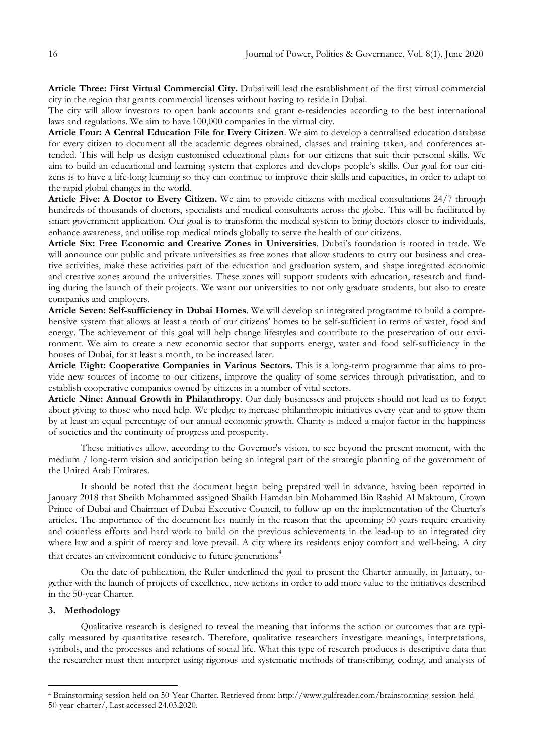**Article Three: First Virtual Commercial City.** Dubai will lead the establishment of the first virtual commercial city in the region that grants commercial licenses without having to reside in Dubai.

The city will allow investors to open bank accounts and grant e-residencies according to the best international laws and regulations. We aim to have 100,000 companies in the virtual city.

**Article Four: A Central Education File for Every Citizen**. We aim to develop a centralised education database for every citizen to document all the academic degrees obtained, classes and training taken, and conferences attended. This will help us design customised educational plans for our citizens that suit their personal skills. We aim to build an educational and learning system that explores and develops people's skills. Our goal for our citizens is to have a life-long learning so they can continue to improve their skills and capacities, in order to adapt to the rapid global changes in the world.

**Article Five: A Doctor to Every Citizen.** We aim to provide citizens with medical consultations 24/7 through hundreds of thousands of doctors, specialists and medical consultants across the globe. This will be facilitated by smart government application. Our goal is to transform the medical system to bring doctors closer to individuals, enhance awareness, and utilise top medical minds globally to serve the health of our citizens.

**Article Six: Free Economic and Creative Zones in Universities**. Dubai's foundation is rooted in trade. We will announce our public and private universities as free zones that allow students to carry out business and creative activities, make these activities part of the education and graduation system, and shape integrated economic and creative zones around the universities. These zones will support students with education, research and funding during the launch of their projects. We want our universities to not only graduate students, but also to create companies and employers.

**Article Seven: Self-sufficiency in Dubai Homes**. We will develop an integrated programme to build a comprehensive system that allows at least a tenth of our citizens' homes to be self-sufficient in terms of water, food and energy. The achievement of this goal will help change lifestyles and contribute to the preservation of our environment. We aim to create a new economic sector that supports energy, water and food self-sufficiency in the houses of Dubai, for at least a month, to be increased later.

**Article Eight: Cooperative Companies in Various Sectors.** This is a long-term programme that aims to provide new sources of income to our citizens, improve the quality of some services through privatisation, and to establish cooperative companies owned by citizens in a number of vital sectors.

**Article Nine: Annual Growth in Philanthropy**. Our daily businesses and projects should not lead us to forget about giving to those who need help. We pledge to increase philanthropic initiatives every year and to grow them by at least an equal percentage of our annual economic growth. Charity is indeed a major factor in the happiness of societies and the continuity of progress and prosperity.

These initiatives allow, according to the Governor's vision, to see beyond the present moment, with the medium / long-term vision and anticipation being an integral part of the strategic planning of the government of the United Arab Emirates.

It should be noted that the document began being prepared well in advance, having been reported in January 2018 that Sheikh Mohammed assigned Shaikh Hamdan bin Mohammed Bin Rashid Al Maktoum, Crown Prince of Dubai and Chairman of Dubai Executive Council, to follow up on the implementation of the Charter's articles. The importance of the document lies mainly in the reason that the upcoming 50 years require creativity and countless efforts and hard work to build on the previous achievements in the lead-up to an integrated city where law and a spirit of mercy and love prevail. A city where its residents enjoy comfort and well-being. A city that creates an environment conducive to future generations[4].

On the date of publication, the Ruler underlined the goal to present the Charter annually, in January, together with the launch of projects of excellence, new actions in order to add more value to the initiatives described in the 50-year Charter.

## 3. Methodology

Qualitative research is designed to reveal the meaning that informs the action or outcomes that are typically measured by quantitative research. Therefore, qualitative researchers investigate meanings, interpretations, symbols, and the processes and relations of social life. What this type of research produces is descriptive data that the researcher must then interpret using rigorous and systematic methods of transcribing, coding, and analysis of

---

[4] Brainstorming session held on 50-Year Charter. Retrieved from: http://www.gulfreader.com/brainstorming-session-held-50-year-charter/, Last accessed 24.03.2020.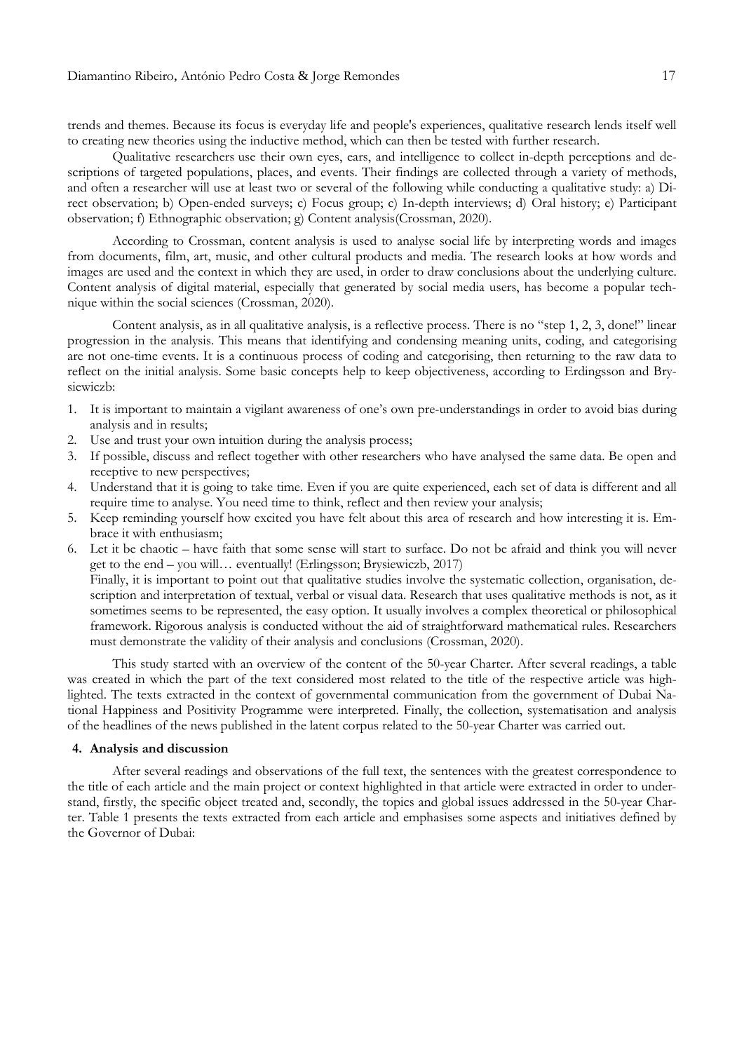trends and themes. Because its focus is everyday life and people's experiences, qualitative research lends itself well to creating new theories using the inductive method, which can then be tested with further research.

Qualitative researchers use their own eyes, ears, and intelligence to collect in-depth perceptions and descriptions of targeted populations, places, and events. Their findings are collected through a variety of methods, and often a researcher will use at least two or several of the following while conducting a qualitative study: a) Direct observation; b) Open-ended surveys; c) Focus group; c) In-depth interviews; d) Oral history; e) Participant observation; f) Ethnographic observation; g) Content analysis(Crossman, 2020).

According to Crossman, content analysis is used to analyse social life by interpreting words and images from documents, film, art, music, and other cultural products and media. The research looks at how words and images are used and the context in which they are used, in order to draw conclusions about the underlying culture. Content analysis of digital material, especially that generated by social media users, has become a popular technique within the social sciences (Crossman, 2020).

Content analysis, as in all qualitative analysis, is a reflective process. There is no "step 1, 2, 3, done!" linear progression in the analysis. This means that identifying and condensing meaning units, coding, and categorising are not one-time events. It is a continuous process of coding and categorising, then returning to the raw data to reflect on the initial analysis. Some basic concepts help to keep objectiveness, according to Erdingsson and Brysiewiczb:

1. It is important to maintain a vigilant awareness of one's own pre-understandings in order to avoid bias during analysis and in results;
2. Use and trust your own intuition during the analysis process;
3. If possible, discuss and reflect together with other researchers who have analysed the same data. Be open and receptive to new perspectives;
4. Understand that it is going to take time. Even if you are quite experienced, each set of data is different and all require time to analyse. You need time to think, reflect and then review your analysis;
5. Keep reminding yourself how excited you have felt about this area of research and how interesting it is. Embrace it with enthusiasm;
6. Let it be chaotic – have faith that some sense will start to surface. Do not be afraid and think you will never get to the end – you will… eventually! (Erlingsson; Brysiewiczb, 2017)

Finally, it is important to point out that qualitative studies involve the systematic collection, organisation, description and interpretation of textual, verbal or visual data. Research that uses qualitative methods is not, as it sometimes seems to be represented, the easy option. It usually involves a complex theoretical or philosophical framework. Rigorous analysis is conducted without the aid of straightforward mathematical rules. Researchers must demonstrate the validity of their analysis and conclusions (Crossman, 2020).

This study started with an overview of the content of the 50-year Charter. After several readings, a table was created in which the part of the text considered most related to the title of the respective article was highlighted. The texts extracted in the context of governmental communication from the government of Dubai National Happiness and Positivity Programme were interpreted. Finally, the collection, systematisation and analysis of the headlines of the news published in the latent corpus related to the 50-year Charter was carried out.

## 4. Analysis and discussion

After several readings and observations of the full text, the sentences with the greatest correspondence to the title of each article and the main project or context highlighted in that article were extracted in order to understand, firstly, the specific object treated and, secondly, the topics and global issues addressed in the 50-year Charter. Table 1 presents the texts extracted from each article and emphasises some aspects and initiatives defined by the Governor of Dubai: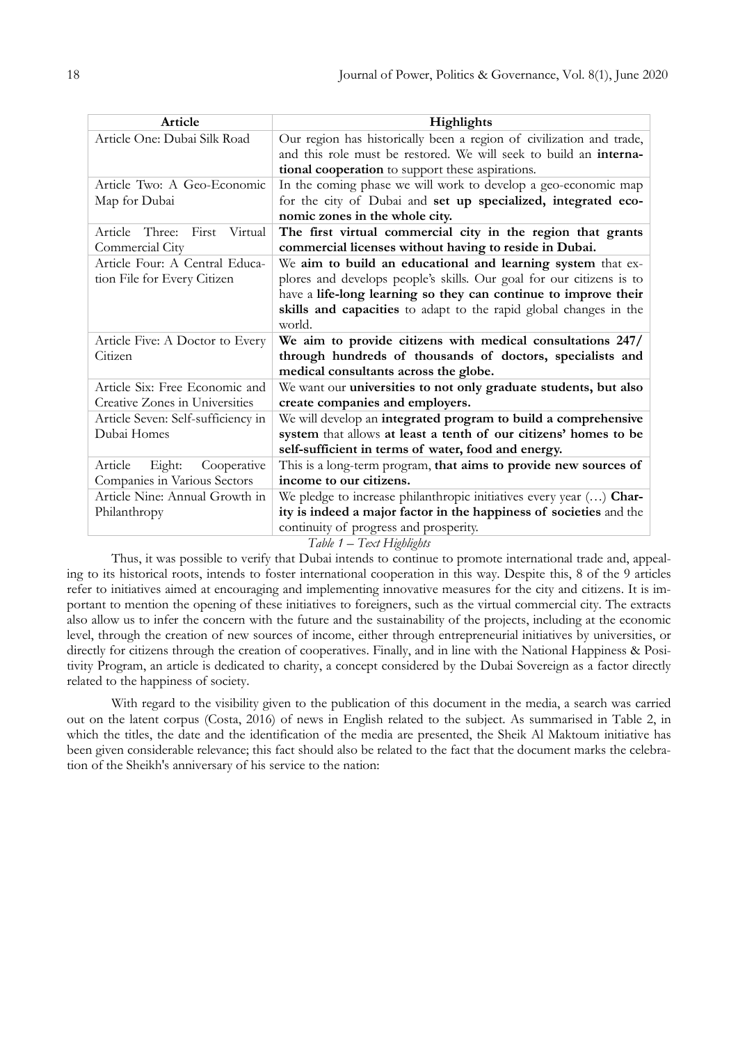| Article | Highlights |
|---|---|
| Article One: Dubai Silk Road | Our region has historically been a region of civilization and trade, and this role must be restored. We will seek to build an **international cooperation** to support these aspirations. |
| Article Two: A Geo-Economic Map for Dubai | In the coming phase we will work to develop a geo-economic map for the city of Dubai and **set up specialized, integrated economic zones in the whole city.** |
| Article Three: First Virtual Commercial City | **The first virtual commercial city in the region that grants commercial licenses without having to reside in Dubai.** |
| Article Four: A Central Education File for Every Citizen | We **aim to build an educational and learning system** that explores and develops people's skills. Our goal for our citizens is to have a **life-long learning so they can continue to improve their skills and capacities** to adapt to the rapid global changes in the world. |
| Article Five: A Doctor to Every Citizen | **We aim to provide citizens with medical consultations 247/ through hundreds of thousands of doctors, specialists and medical consultants across the globe.** |
| Article Six: Free Economic and Creative Zones in Universities | We want our **universities to not only graduate students, but also create companies and employers.** |
| Article Seven: Self-sufficiency in Dubai Homes | We will develop an **integrated program to build a comprehensive system** that allows **at least a tenth of our citizens' homes to be self-sufficient in terms of water, food and energy.** |
| Article Eight: Cooperative Companies in Various Sectors | This is a long-term program, **that aims to provide new sources of income to our citizens.** |
| Article Nine: Annual Growth in Philanthropy | We pledge to increase philanthropic initiatives every year (…) **Charity is indeed a major factor in the happiness of societies** and the continuity of progress and prosperity. |

*Table 1 – Text Highlights*

Thus, it was possible to verify that Dubai intends to continue to promote international trade and, appealing to its historical roots, intends to foster international cooperation in this way. Despite this, 8 of the 9 articles refer to initiatives aimed at encouraging and implementing innovative measures for the city and citizens. It is important to mention the opening of these initiatives to foreigners, such as the virtual commercial city. The extracts also allow us to infer the concern with the future and the sustainability of the projects, including at the economic level, through the creation of new sources of income, either through entrepreneurial initiatives by universities, or directly for citizens through the creation of cooperatives. Finally, and in line with the National Happiness & Positivity Program, an article is dedicated to charity, a concept considered by the Dubai Sovereign as a factor directly related to the happiness of society.

With regard to the visibility given to the publication of this document in the media, a search was carried out on the latent corpus (Costa, 2016) of news in English related to the subject. As summarised in Table 2, in which the titles, the date and the identification of the media are presented, the Sheik Al Maktoum initiative has been given considerable relevance; this fact should also be related to the fact that the document marks the celebration of the Sheikh's anniversary of his service to the nation: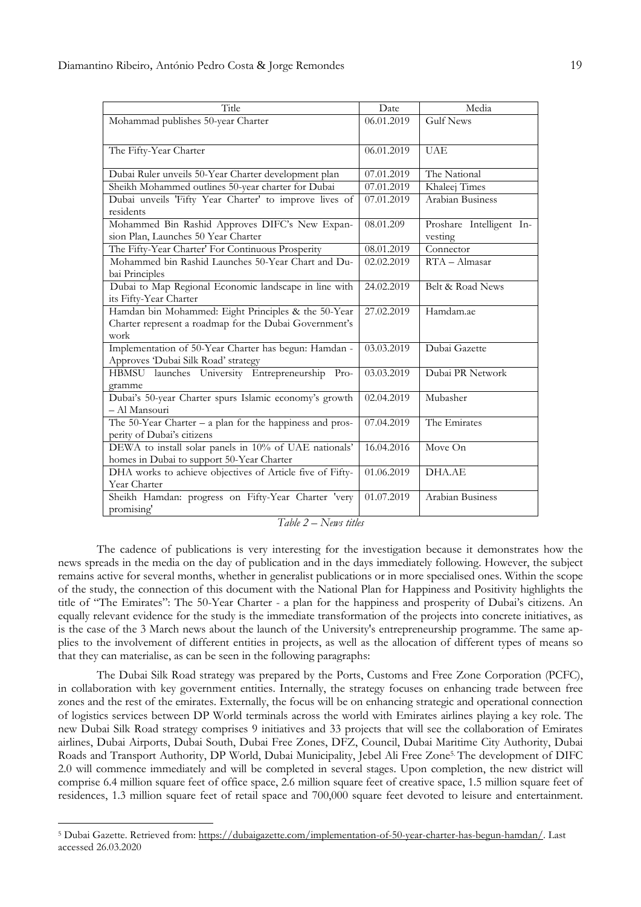| Title | Date | Media |
|---|---|---|
| Mohammad publishes 50-year Charter | 06.01.2019 | Gulf News |
| The Fifty-Year Charter | 06.01.2019 | UAE |
| Dubai Ruler unveils 50-Year Charter development plan | 07.01.2019 | The National |
| Sheikh Mohammed outlines 50-year charter for Dubai | 07.01.2019 | Khaleej Times |
| Dubai unveils 'Fifty Year Charter' to improve lives of residents | 07.01.2019 | Arabian Business |
| Mohammed Bin Rashid Approves DIFC's New Expansion Plan, Launches 50 Year Charter | 08.01.209 | Proshare Intelligent Investing |
| The Fifty-Year Charter' For Continuous Prosperity | 08.01.2019 | Connector |
| Mohammed bin Rashid Launches 50-Year Chart and Dubai Principles | 02.02.2019 | RTA – Almasar |
| Dubai to Map Regional Economic landscape in line with its Fifty-Year Charter | 24.02.2019 | Belt & Road News |
| Hamdan bin Mohammed: Eight Principles & the 50-Year Charter represent a roadmap for the Dubai Government's work | 27.02.2019 | Hamdam.ae |
| Implementation of 50-Year Charter has begun: Hamdan - Approves 'Dubai Silk Road' strategy | 03.03.2019 | Dubai Gazette |
| HBMSU launches University Entrepreneurship Programme | 03.03.2019 | Dubai PR Network |
| Dubai's 50-year Charter spurs Islamic economy's growth – Al Mansouri | 02.04.2019 | Mubasher |
| The 50-Year Charter – a plan for the happiness and prosperity of Dubai's citizens | 07.04.2019 | The Emirates |
| DEWA to install solar panels in 10% of UAE nationals' homes in Dubai to support 50-Year Charter | 16.04.2016 | Move On |
| DHA works to achieve objectives of Article five of Fifty-Year Charter | 01.06.2019 | DHA.AE |
| Sheikh Hamdan: progress on Fifty-Year Charter 'very promising' | 01.07.2019 | Arabian Business |

*Table 2 – News titles*

The cadence of publications is very interesting for the investigation because it demonstrates how the news spreads in the media on the day of publication and in the days immediately following. However, the subject remains active for several months, whether in generalist publications or in more specialised ones. Within the scope of the study, the connection of this document with the National Plan for Happiness and Positivity highlights the title of "The Emirates": The 50-Year Charter - a plan for the happiness and prosperity of Dubai's citizens. An equally relevant evidence for the study is the immediate transformation of the projects into concrete initiatives, as is the case of the 3 March news about the launch of the University's entrepreneurship programme. The same applies to the involvement of different entities in projects, as well as the allocation of different types of means so that they can materialise, as can be seen in the following paragraphs:

The Dubai Silk Road strategy was prepared by the Ports, Customs and Free Zone Corporation (PCFC), in collaboration with key government entities. Internally, the strategy focuses on enhancing trade between free zones and the rest of the emirates. Externally, the focus will be on enhancing strategic and operational connection of logistics services between DP World terminals across the world with Emirates airlines playing a key role. The new Dubai Silk Road strategy comprises 9 initiatives and 33 projects that will see the collaboration of Emirates airlines, Dubai Airports, Dubai South, Dubai Free Zones, DFZ, Council, Dubai Maritime City Authority, Dubai Roads and Transport Authority, DP World, Dubai Municipality, Jebel Ali Free Zone[5]. The development of DIFC 2.0 will commence immediately and will be completed in several stages. Upon completion, the new district will comprise 6.4 million square feet of office space, 2.6 million square feet of creative space, 1.5 million square feet of residences, 1.3 million square feet of retail space and 700,000 square feet devoted to leisure and entertainment.

[5] Dubai Gazette. Retrieved from: https://dubaigazette.com/implementation-of-50-year-charter-has-begun-hamdan/. Last accessed 26.03.2020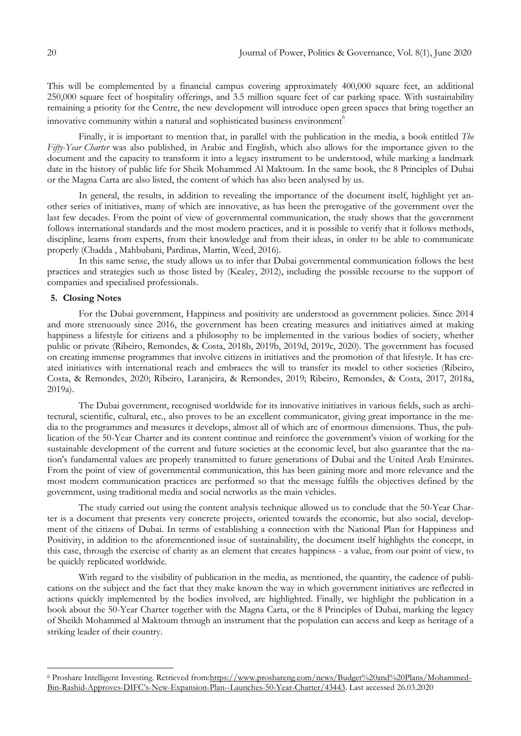This will be complemented by a financial campus covering approximately 400,000 square feet, an additional 250,000 square feet of hospitality offerings, and 3.5 million square feet of car parking space. With sustainability remaining a priority for the Centre, the new development will introduce open green spaces that bring together an innovative community within a natural and sophisticated business environment[6].

Finally, it is important to mention that, in parallel with the publication in the media, a book entitled *The Fifty-Year Charter* was also published, in Arabic and English, which also allows for the importance given to the document and the capacity to transform it into a legacy instrument to be understood, while marking a landmark date in the history of public life for Sheik Mohammed Al Maktoum. In the same book, the 8 Principles of Dubai or the Magna Carta are also listed, the content of which has also been analysed by us.

In general, the results, in addition to revealing the importance of the document itself, highlight yet another series of initiatives, many of which are innovative, as has been the prerogative of the government over the last few decades. From the point of view of governmental communication, the study shows that the government follows international standards and the most modern practices, and it is possible to verify that it follows methods, discipline, learns from experts, from their knowledge and from their ideas, in order to be able to communicate properly (Chadda , Mahbubani, Pardinas, Martin, Weed, 2016).

In this same sense, the study allows us to infer that Dubai governmental communication follows the best practices and strategies such as those listed by (Kealey, 2012), including the possible recourse to the support of companies and specialised professionals.

## 5. Closing Notes

For the Dubai government, Happiness and positivity are understood as government policies. Since 2014 and more strenuously since 2016, the government has been creating measures and initiatives aimed at making happiness a lifestyle for citizens and a philosophy to be implemented in the various bodies of society, whether public or private (Ribeiro, Remondes, & Costa, 2018b, 2019b, 2019d, 2019c, 2020). The government has focused on creating immense programmes that involve citizens in initiatives and the promotion of that lifestyle. It has created initiatives with international reach and embraces the will to transfer its model to other societies (Ribeiro, Costa, & Remondes, 2020; Ribeiro, Laranjeira, & Remondes, 2019; Ribeiro, Remondes, & Costa, 2017, 2018a, 2019a).

The Dubai government, recognised worldwide for its innovative initiatives in various fields, such as architectural, scientific, cultural, etc., also proves to be an excellent communicator, giving great importance in the media to the programmes and measures it develops, almost all of which are of enormous dimensions. Thus, the publication of the 50-Year Charter and its content continue and reinforce the government's vision of working for the sustainable development of the current and future societies at the economic level, but also guarantee that the nation's fundamental values are properly transmitted to future generations of Dubai and the United Arab Emirates. From the point of view of governmental communication, this has been gaining more and more relevance and the most modern communication practices are performed so that the message fulfils the objectives defined by the government, using traditional media and social networks as the main vehicles.

The study carried out using the content analysis technique allowed us to conclude that the 50-Year Charter is a document that presents very concrete projects, oriented towards the economic, but also social, development of the citizens of Dubai. In terms of establishing a connection with the National Plan for Happiness and Positivity, in addition to the aforementioned issue of sustainability, the document itself highlights the concept, in this case, through the exercise of charity as an element that creates happiness - a value, from our point of view, to be quickly replicated worldwide.

With regard to the visibility of publication in the media, as mentioned, the quantity, the cadence of publications on the subject and the fact that they make known the way in which government initiatives are reflected in actions quickly implemented by the bodies involved, are highlighted. Finally, we highlight the publication in a book about the 50-Year Charter together with the Magna Carta, or the 8 Principles of Dubai, marking the legacy of Sheikh Mohammed al Maktoum through an instrument that the population can access and keep as heritage of a striking leader of their country.

---

[6] Proshare Intelligent Investing. Retrieved from:https://www.proshareng.com/news/Budget%20and%20Plans/Mohammed-Bin-Rashid-Approves-DIFC's-New-Expansion-Plan--Launches-50-Year-Charter/43443. Last accessed 26.03.2020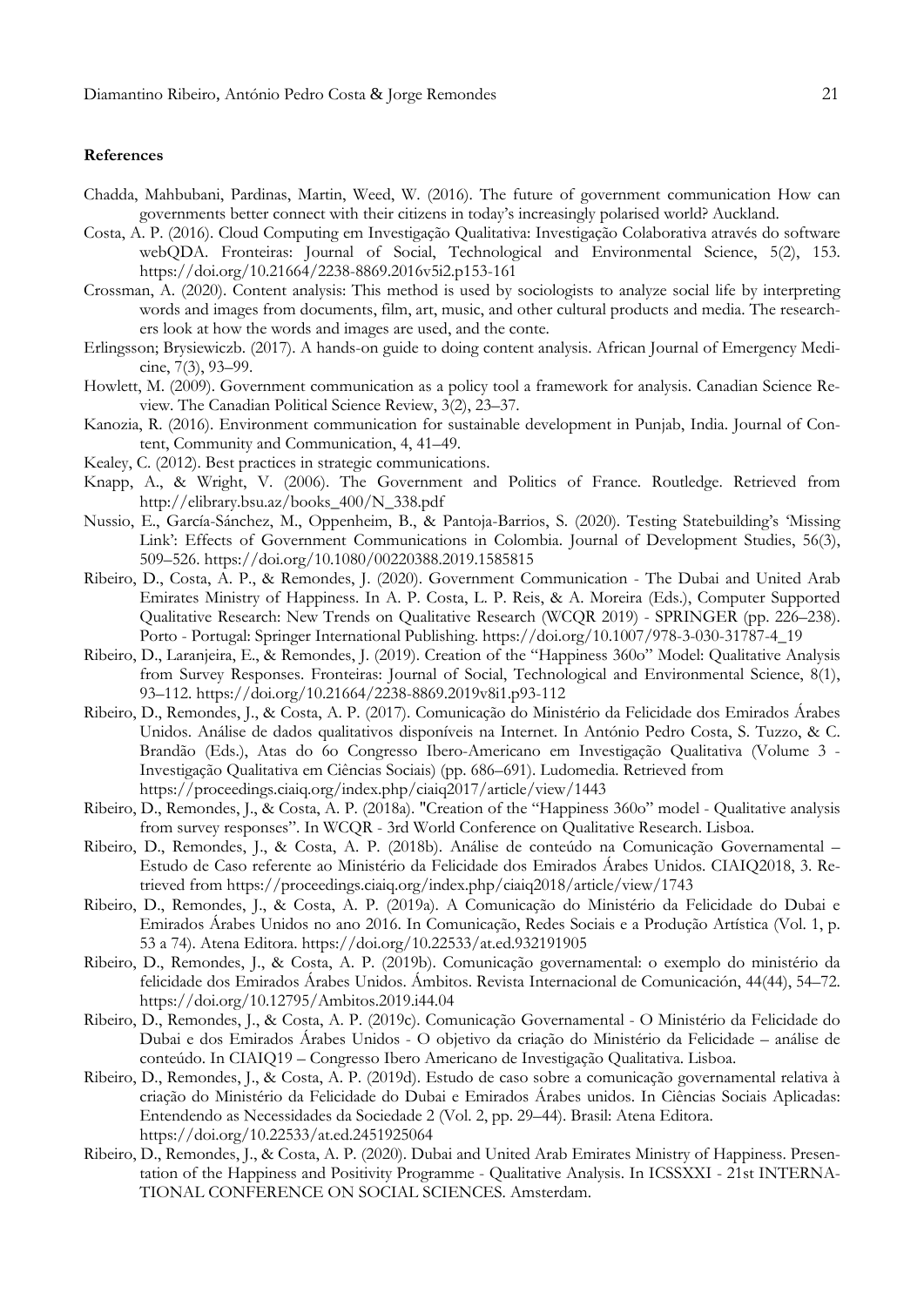**References**

Chadda, Mahbubani, Pardinas, Martin, Weed, W. (2016). The future of government communication How can governments better connect with their citizens in today's increasingly polarised world? Auckland.

Costa, A. P. (2016). Cloud Computing em Investigação Qualitativa: Investigação Colaborativa através do software webQDA. Fronteiras: Journal of Social, Technological and Environmental Science, 5(2), 153. https://doi.org/10.21664/2238-8869.2016v5i2.p153-161

Crossman, A. (2020). Content analysis: This method is used by sociologists to analyze social life by interpreting words and images from documents, film, art, music, and other cultural products and media. The researchers look at how the words and images are used, and the conte.

Erlingsson; Brysiewiczb. (2017). A hands-on guide to doing content analysis. African Journal of Emergency Medicine, 7(3), 93–99.

Howlett, M. (2009). Government communication as a policy tool a framework for analysis. Canadian Science Review. The Canadian Political Science Review, 3(2), 23–37.

Kanozia, R. (2016). Environment communication for sustainable development in Punjab, India. Journal of Content, Community and Communication, 4, 41–49.

Kealey, C. (2012). Best practices in strategic communications.

Knapp, A., & Wright, V. (2006). The Government and Politics of France. Routledge. Retrieved from http://elibrary.bsu.az/books_400/N_338.pdf

Nussio, E., García-Sánchez, M., Oppenheim, B., & Pantoja-Barrios, S. (2020). Testing Statebuilding's 'Missing Link': Effects of Government Communications in Colombia. Journal of Development Studies, 56(3), 509–526. https://doi.org/10.1080/00220388.2019.1585815

Ribeiro, D., Costa, A. P., & Remondes, J. (2020). Government Communication - The Dubai and United Arab Emirates Ministry of Happiness. In A. P. Costa, L. P. Reis, & A. Moreira (Eds.), Computer Supported Qualitative Research: New Trends on Qualitative Research (WCQR 2019) - SPRINGER (pp. 226–238). Porto - Portugal: Springer International Publishing. https://doi.org/10.1007/978-3-030-31787-4_19

Ribeiro, D., Laranjeira, E., & Remondes, J. (2019). Creation of the "Happiness 360o" Model: Qualitative Analysis from Survey Responses. Fronteiras: Journal of Social, Technological and Environmental Science, 8(1), 93–112. https://doi.org/10.21664/2238-8869.2019v8i1.p93-112

Ribeiro, D., Remondes, J., & Costa, A. P. (2017). Comunicação do Ministério da Felicidade dos Emirados Árabes Unidos. Análise de dados qualitativos disponíveis na Internet. In António Pedro Costa, S. Tuzzo, & C. Brandão (Eds.), Atas do 6o Congresso Ibero-Americano em Investigação Qualitativa (Volume 3 - Investigação Qualitativa em Ciências Sociais) (pp. 686–691). Ludomedia. Retrieved from https://proceedings.ciaiq.org/index.php/ciaiq2017/article/view/1443

Ribeiro, D., Remondes, J., & Costa, A. P. (2018a). "Creation of the "Happiness 360o" model - Qualitative analysis from survey responses". In WCQR - 3rd World Conference on Qualitative Research. Lisboa.

Ribeiro, D., Remondes, J., & Costa, A. P. (2018b). Análise de conteúdo na Comunicação Governamental – Estudo de Caso referente ao Ministério da Felicidade dos Emirados Árabes Unidos. CIAIQ2018, 3. Retrieved from https://proceedings.ciaiq.org/index.php/ciaiq2018/article/view/1743

Ribeiro, D., Remondes, J., & Costa, A. P. (2019a). A Comunicação do Ministério da Felicidade do Dubai e Emirados Árabes Unidos no ano 2016. In Comunicação, Redes Sociais e a Produção Artística (Vol. 1, p. 53 a 74). Atena Editora. https://doi.org/10.22533/at.ed.932191905

Ribeiro, D., Remondes, J., & Costa, A. P. (2019b). Comunicação governamental: o exemplo do ministério da felicidade dos Emirados Árabes Unidos. Ámbitos. Revista Internacional de Comunicación, 44(44), 54–72. https://doi.org/10.12795/Ambitos.2019.i44.04

Ribeiro, D., Remondes, J., & Costa, A. P. (2019c). Comunicação Governamental - O Ministério da Felicidade do Dubai e dos Emirados Árabes Unidos - O objetivo da criação do Ministério da Felicidade – análise de conteúdo. In CIAIQ19 – Congresso Ibero Americano de Investigação Qualitativa. Lisboa.

Ribeiro, D., Remondes, J., & Costa, A. P. (2019d). Estudo de caso sobre a comunicação governamental relativa à criação do Ministério da Felicidade do Dubai e Emirados Árabes unidos. In Ciências Sociais Aplicadas: Entendendo as Necessidades da Sociedade 2 (Vol. 2, pp. 29–44). Brasil: Atena Editora. https://doi.org/10.22533/at.ed.2451925064

Ribeiro, D., Remondes, J., & Costa, A. P. (2020). Dubai and United Arab Emirates Ministry of Happiness. Presentation of the Happiness and Positivity Programme - Qualitative Analysis. In ICSSXXI - 21st INTERNATIONAL CONFERENCE ON SOCIAL SCIENCES. Amsterdam.